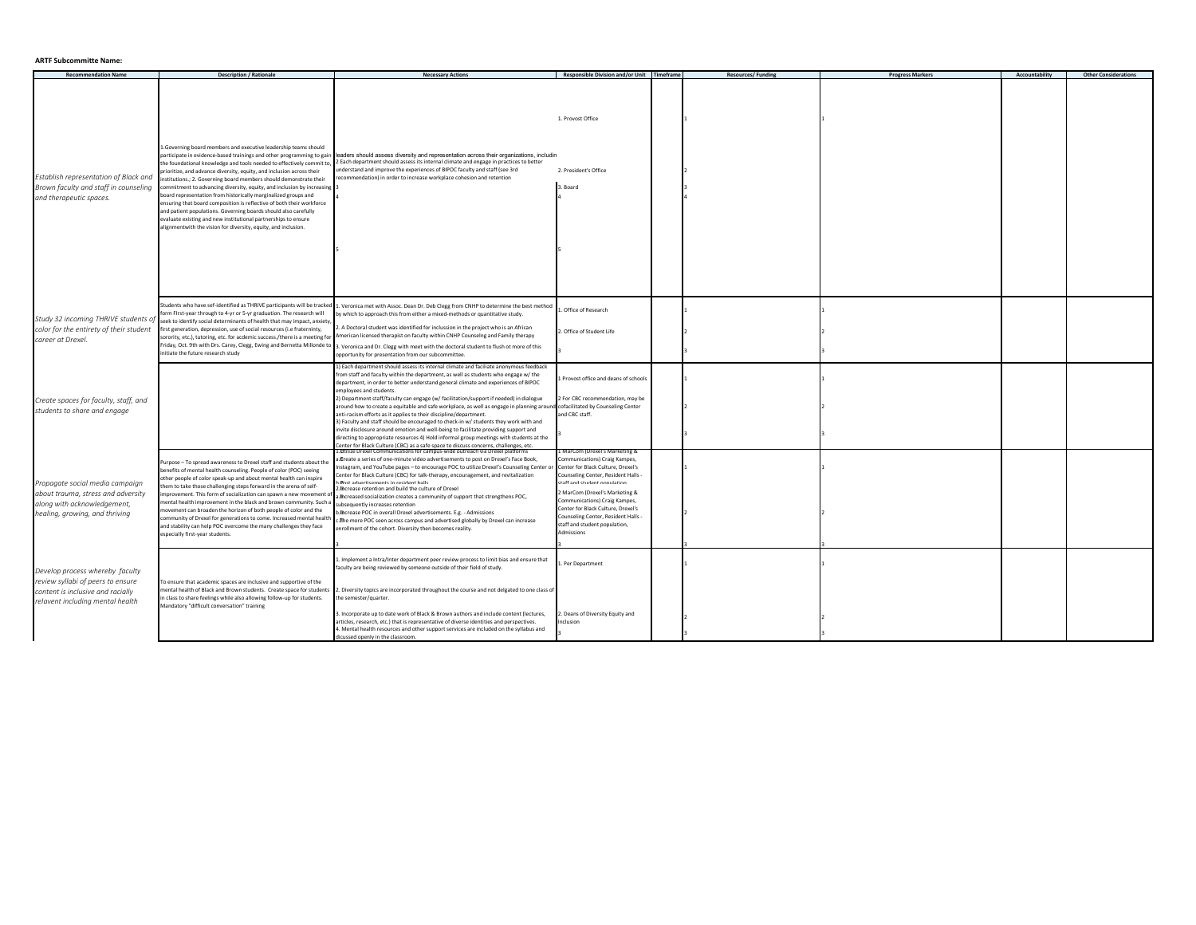**ARTF Subcommitte Name:**

| Recommendation Name | Description / Rationale | Necessary Actions | Responsible Division and/or Unit | Timeframe | Resources/ Funding | Progress Markers | Accountability | Other Considerations |
|---|---|---|---|---|---|---|---|---|
| *Establish representation of Black and Brown faculty and staff in counseling and therapeutic spaces.* | 1.Governing board members and executive leadership teams should participate in evidence-based trainings and other programming to gain the foundational knowledge and tools needed to effectively commit to, prioritize, and advance diversity, equity, and inclusion across their institutions.; 2. Governing board members should demonstrate their commitment to advancing diversity, equity, and inclusion by increasing board representation from historically marginalized groups and ensuring that board composition is reflective of both their workforce and patient populations. Governing boards should also carefully evaluate existing and new institutional partnerships to ensure alignmentwith the vision for diversity, equity, and inclusion. | leaders should assess diversity and representation across their organizations, includin<br>2 Each department should assess its internal climate and engage in practices to better understand and improve the experiences of BIPOC faculty and staff (see 3rd recommendation) in order to increase workplace cohesion and retention<br>3<br>4<br>5 | 1. Provost Office<br>2. President's Office<br>3. Board<br>4<br>5 | | 1<br>2<br>3<br>4 | 1 | | |
| *Study 32 incoming THRIVE students of color for the entirety of their student career at Drexel.* | Students who have sef-identified as THRIVE participants will be tracked form First-year through to 4-yr or 5-yr graduation. The research will seek to identify social determinants of health that may impact, anxiety, first generation, depression, use of social resources (i.e fraternity, sorority, etc.), tutoring, etc. for acdemic success./there is a meeting for Friday, Oct. 9th with Drs. Carey, Clegg, Ewing and Bernetta Millonde to initiate the future research study | 1. Veronica met with Assoc. Dean Dr. Deb Clegg from CNHP to determine the best method by which to approach this from either a mixed-methods or quantitative study.<br>2. A Doctoral student was identified for inclussion in the project who is an African American licensed therapist on faculty within CNHP Counseling and Family therapy<br>3. Veronica and Dr. Clegg with meet with the doctoral student to flush ot more of this opportunity for presentation from our subcommittee. | 1. Office of Research<br>2. Office of Student Life<br>3 | | 1<br>2<br>3 | 1<br>2<br>3 | | |
| *Create spaces for faculty, staff, and students to share and engage* | | 1) Each department should assess its internal climate and faciliate anonymous feedback from staff and faculty within the department, as well as students who engage w/ the department, in order to better understand general climate and experiences of BIPOC employees and students.<br>2) Department staff/faculty can engage (w/ facilitation/support if needed) in dialogue around how to create a equitable and safe workplace, as well as engage in planning around anti-racism efforts as it applies to their discipline/department.<br>3) Faculty and staff should be encouraged to check-in w/ students they work with and invite disclosure around emotion and well-being to facilitate providing support and directing to appropriate resources 4) Hold informal group meetings with students at the Center for Black Culture (CBC) as a safe space to discuss concerns, challenges, etc. | 1 Provost office and deans of schools<br>2 For CBC recommendation, may be cofacilitated by Counseling Center and CBC staff.<br>3 | | 1<br>2<br>3 | 1<br>2<br>3 | | |
| *Propagate social media campaign about trauma, stress and adversity along with acknowledgement, healing, growing, and thriving* | Purpose – To spread awareness to Drexel staff and students about the benefits of mental health counseling. People of color (POC) seeing other people of color speak-up and about mental health can inspire them to take those challenging steps forward in the arena of self-improvement. This form of socialization can spawn a new movement of mental health improvement in the black and brown community. Such a movement can broaden the horizon of both people of color and the community of Drexel for generations to come. Increased mental health and stability can help POC overcome the many challenges they face especially first-year students. | 1. Utilize Drexel Communications for campus-wide outreach via Drexel platforms<br>a. Create a series of one-minute video advertisements to post on Drexel's Face Book, Instagram, and YouTube pages – to encourage POC to utilize Drexel's Counseling Center or Center for Black Culture (CBC) for talk-therapy, encouragement, and revitalization<br>b. Post advertisements in resident halls<br>2. Increase retention and build the culture of Drexel<br>a. Increased socialization creates a community of support that strengthens POC, subsequently increases retention<br>b. Increase POC in overall Drexel advertisements. E.g. - Admissions<br>c. The more POC seen across campus and advertised globally by Drexel can increase enrollment of the cohort. Diversity then becomes reality.<br>3 | 1 MarCom (Drexel's Marketing & Communications) Craig Kampes, Center for Black Culture, Drexel's Counseling Center, Resident Halls - staff and student population<br>2 MarCom (Drexel's Marketing & Communications) Craig Kampes, Center for Black Culture, Drexel's Counseling Center, Resident Halls - staff and student population, Admissions<br>3 | | 1<br>2<br>3 | 1<br>2<br>3 | | |
| *Develop process whereby faculty review syllabi of peers to ensure content is inclusive and racially relavent including mental health* | To ensure that academic spaces are inclusive and supportive of the mental health of Black and Brown students. Create space for students in class to share feelings while also allowing follow-up for students. Mandatory "difficult conversation" training | 1. Implement a Intra/Inter department peer review process to limit bias and ensure that faculty are being reviewed by someone outside of their field of study.<br>2. Diversity topics are incorporated throughout the course and not delgated to one class of the semester/quarter.<br>3. Incorporate up to date work of Black & Brown authors and include content (lectures, articles, research, etc.) that is representative of diverse identities and perspectives.<br>4. Mental health resources and other support services are included on the syllabus and discussed openly in the classroom. | 1. Per Department<br>2. Deans of Diversity Equity and Inclusion<br>3 | | 1<br>2<br>3 | 1<br>2<br>3 | | |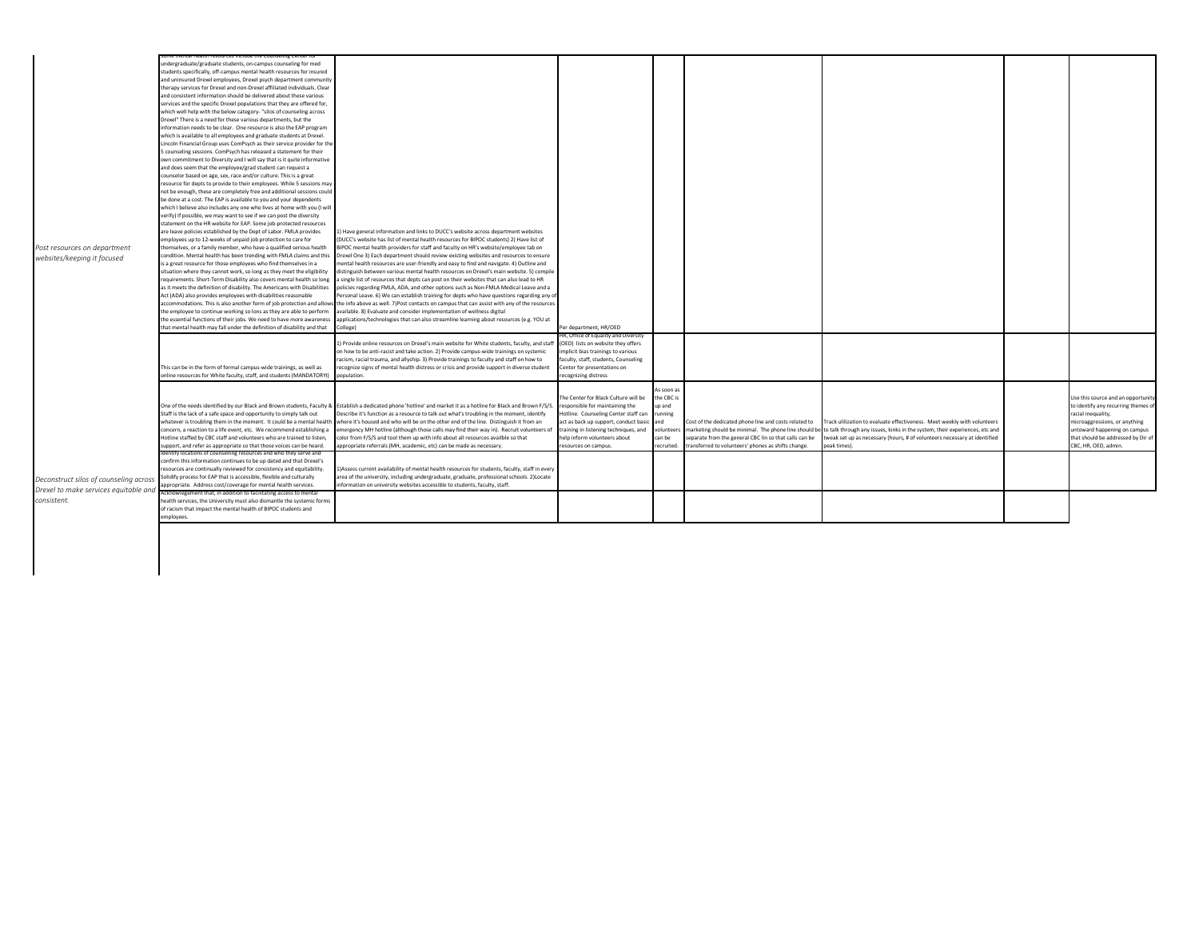| | | | | | | | | |
|---|---|---|---|---|---|---|---|---|
| *Post resources on department websites/keeping it focused* | Some mental health resources include the Counseling Center for undergraduate/graduate students, on-campus counseling for med students specifically, off-campus mental health resources for insured and uninsured Drexel employees, Drexel psych department community therapy services for Drexel and non-Drexel affiliated individuals. Clear and consistent information should be delivered about these various services and the specific Drexel populations that they are offered for, which well help with the below category- "silos of counseling across Drexel" There is a need for these various departments, but the information needs to be clear. One resource is also the EAP program which is available to all employees and graduate students at Drexel. Lincoln Financial Group uses ComPsych as their service provider for the 5 counseling sessions. ComPsych has released a statement for their own commitment to Diversity and I will say that is it quite informative and does seem that the employee/grad student can request a counselor based on age, sex, race and/or culture. This is a great resource for depts to provide to their employees. While 5 sessions may not be enough, these are completely free and additional sessions could be done at a cost. The EAP is available to you and your dependents which I believe also includes any one who lives at home with you (I will verify) If possible, we may want to see if we can post the diversity statement on the HR website for EAP. Some job-protected resources are leave policies established by the Dept of Labor. FMLA provides employees up to 12-weeks of unpaid job protection to care for themselves, or a family member, who have a qualified serious health condition. Mental health has been trending with FMLA claims and this is a great resource for those employees who find themselves in a situation where they cannot work, so long as they meet the eligibility requirements. Short-Term Disability also covers mental health so long as it meets the definition of disability. The Americans with Disabilities Act (ADA) also provides employees with disabilities reasonable accommodations. This is also another form of job protection and allows the employee to continue working so lons as they are able to perform the essential functions of their jobs. We need to have more awareness that mental health may fall under the definition of disability and that | 1) Have general information and links to DUCC's website across department websites (DUCC's website has list of mental health resources for BIPOC students) 2) Have list of BIPOC mental health providers for staff and faculty on HR's website/employee tab on Drexel One 3) Each department should review existing websites and resources to ensure mental health resources are user-friendly and easy to find and navigate. 4) Outline and distinguish between various mental health resources on Drexel's main website. 5) compile a single list of resources that depts can post on their websites that can also lead to HR policies regarding FMLA, ADA, and other options such as Non-FMLA Medical Leave and a Personal Leave. 6) We can establish training for depts who have questions regarding any of the info above as well. 7)Post contacts on campus that can assist with any of the resources available. 8) Evaluate and consider implementation of wellness digital applications/technologies that can also streamline learning about resources (e.g. YOU at College) | Per department, HR/OED | | | | | |
| | This can be in the form of formal campus-wide trainings, as well as online resources for White faculty, staff, and students (MANDATORY!) | 1) Provide online resources on Drexel's main website for White students, faculty, and staff on how to be anti-racist and take action. 2) Provide campus-wide trainings on systemic racism, racial trauma, and allyship. 3) Provide trainings to faculty and staff on how to recognize signs of mental health distress or crisis and provide support in diverse student population. | HR, Office of Equality and Diversity (OED) lists on website they offers implicit bias trainings to various faculty, staff, students, Counseling Center for presentations on recognizing distress | | | | | |
| | One of the needs identified by our Black and Brown students, Faculty & Staff is the lack of a safe space and opportunity to simply talk out whatever is troubling them in the moment. It could be a mental health concern, a reaction to a life event, etc. We recommend establishing a Hotline staffed by CBC staff and volunteers who are trained to listen, support, and refer as appropriate so that those voices can be heard. | Establish a dedicated phone 'hotline' and market it as a hotline for Black and Brown F/S/S. Describe it's function as a resource to talk out what's troubling in the moment, identify where it's housed and who will be on the other end of the line. Distinguish it from an emergency MH hotline (although those calls may find their way in). Recruit volunteers of color from F/S/S and tool them up with info about all resources availble so that appropriate referrals (MH, academic, etc) can be made as necessary. | The Center for Black Culture will be responsible for maintaining the Hotline. Counseling Center staff can act as back up support, conduct basic training in listening techniques, and help inform volunteers about resources on campus. | As soon as the CBC is up and running and volunteers can be recruited. | Cost of the dedicated phone line and costs related to marketing should be minimal. The phone line should be separate from the general CBC lin so that calls can be transferred to volunteers' phones as shifts change. | Track utilization to evaluate effectiveness. Meet weekly with volunteers to talk through any issues, kinks in the system, their experiences, etc and tweak set up as necessary (hours, # of volunteers necessary at identified peak times). | | Use this source and an opportunity to identify any recurring themes of racial inequality, microaggressions, or anything untoward happening on campus that should be addressed by Dir of CBC, HR, OED, admin. |
| *Deconstruct silos of counseling across Drexel to make services equitable and consistent.* | Identify locations of counseling resources and who they serve and confirm this information continues to be up dated and that Drexel's resources are continually reviewed for consistency and equitability. Solidify process for EAP that is accessible, flexible and culturally appropriate. Address cost/coverage for mental health services. | 1)Assess current availability of mental health resources for students, faculty, staff in every area of the university, including undergraduate, graduate, professional schools. 2)Locate information on university websites accessible to students, faculty, staff. | | | | | | |
| | Acknowlegement that, in addition to facilitating access to mental health services, the University must also dismantle the systemic forms of racism that impact the mental health of BIPOC students and employees. | | | | | | | |